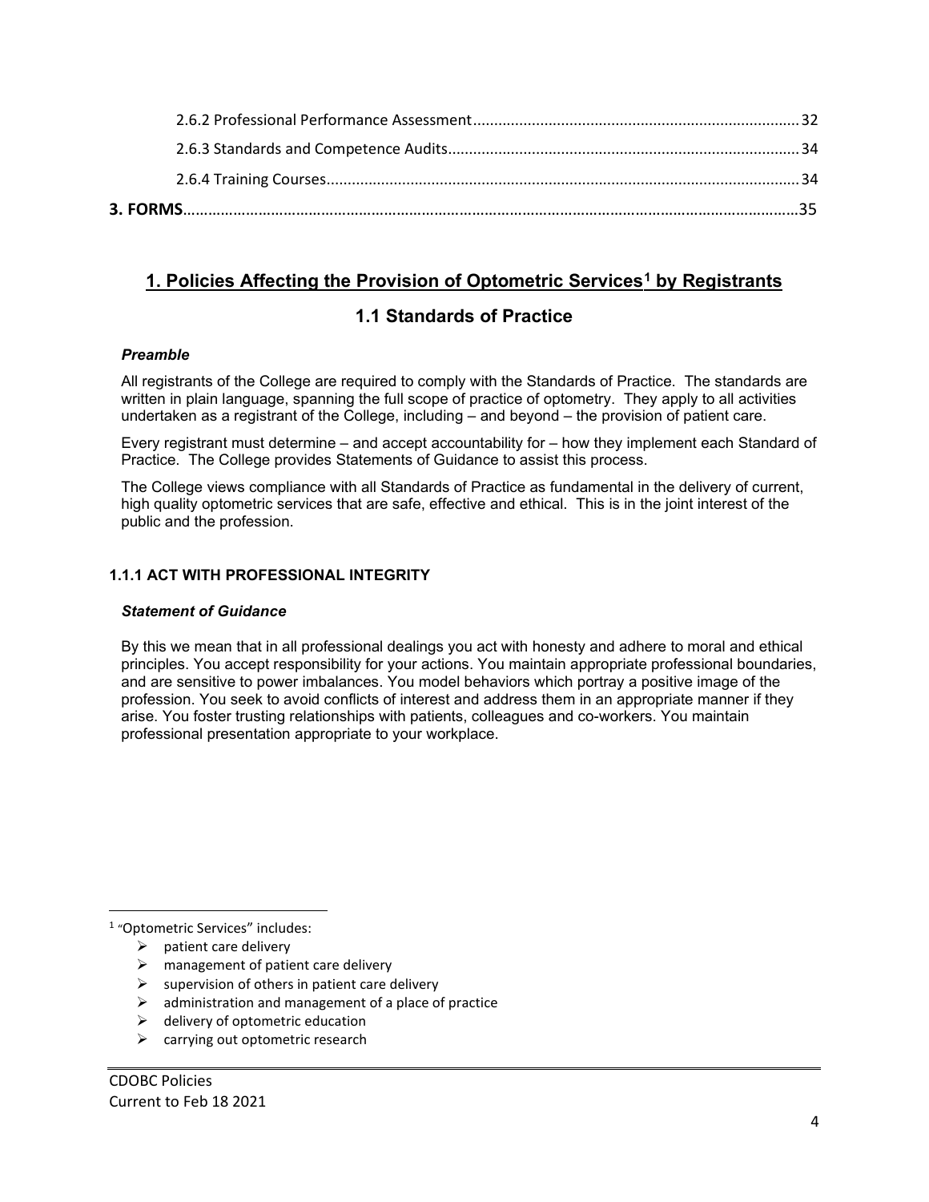2.6.2 Professional Performance Assessment ............................................................................ 32

2.6.3 Standards and Competence Audits.................................................................................. 34

2.6.4 Training Courses............................................................................................................... 34

**3. FORMS**......................................................................................................................................35

# 1. Policies Affecting the Provision of Optometric Services[1] by Registrants

## 1.1 Standards of Practice

***Preamble***

All registrants of the College are required to comply with the Standards of Practice. The standards are written in plain language, spanning the full scope of practice of optometry. They apply to all activities undertaken as a registrant of the College, including – and beyond – the provision of patient care.

Every registrant must determine – and accept accountability for – how they implement each Standard of Practice. The College provides Statements of Guidance to assist this process.

The College views compliance with all Standards of Practice as fundamental in the delivery of current, high quality optometric services that are safe, effective and ethical. This is in the joint interest of the public and the profession.

### 1.1.1 ACT WITH PROFESSIONAL INTEGRITY

***Statement of Guidance***

By this we mean that in all professional dealings you act with honesty and adhere to moral and ethical principles. You accept responsibility for your actions. You maintain appropriate professional boundaries, and are sensitive to power imbalances. You model behaviors which portray a positive image of the profession. You seek to avoid conflicts of interest and address them in an appropriate manner if they arise. You foster trusting relationships with patients, colleagues and co-workers. You maintain professional presentation appropriate to your workplace.

---

[1] "Optometric Services" includes:

- patient care delivery
- management of patient care delivery
- supervision of others in patient care delivery
- administration and management of a place of practice
- delivery of optometric education
- carrying out optometric research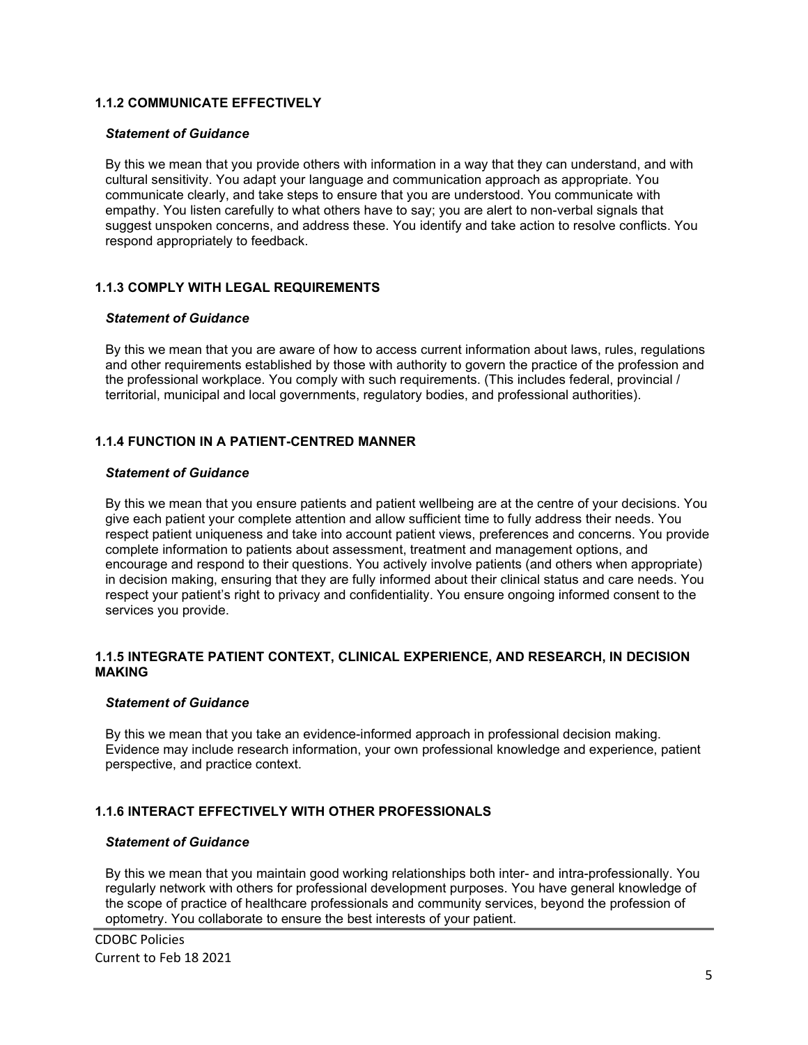### 1.1.2 COMMUNICATE EFFECTIVELY

***Statement of Guidance***

By this we mean that you provide others with information in a way that they can understand, and with cultural sensitivity. You adapt your language and communication approach as appropriate. You communicate clearly, and take steps to ensure that you are understood. You communicate with empathy. You listen carefully to what others have to say; you are alert to non-verbal signals that suggest unspoken concerns, and address these. You identify and take action to resolve conflicts. You respond appropriately to feedback.

### 1.1.3 COMPLY WITH LEGAL REQUIREMENTS

***Statement of Guidance***

By this we mean that you are aware of how to access current information about laws, rules, regulations and other requirements established by those with authority to govern the practice of the profession and the professional workplace. You comply with such requirements. (This includes federal, provincial / territorial, municipal and local governments, regulatory bodies, and professional authorities).

### 1.1.4 FUNCTION IN A PATIENT-CENTRED MANNER

***Statement of Guidance***

By this we mean that you ensure patients and patient wellbeing are at the centre of your decisions. You give each patient your complete attention and allow sufficient time to fully address their needs. You respect patient uniqueness and take into account patient views, preferences and concerns. You provide complete information to patients about assessment, treatment and management options, and encourage and respond to their questions. You actively involve patients (and others when appropriate) in decision making, ensuring that they are fully informed about their clinical status and care needs. You respect your patient's right to privacy and confidentiality. You ensure ongoing informed consent to the services you provide.

### 1.1.5 INTEGRATE PATIENT CONTEXT, CLINICAL EXPERIENCE, AND RESEARCH, IN DECISION MAKING

***Statement of Guidance***

By this we mean that you take an evidence-informed approach in professional decision making. Evidence may include research information, your own professional knowledge and experience, patient perspective, and practice context.

### 1.1.6 INTERACT EFFECTIVELY WITH OTHER PROFESSIONALS

***Statement of Guidance***

By this we mean that you maintain good working relationships both inter- and intra-professionally. You regularly network with others for professional development purposes. You have general knowledge of the scope of practice of healthcare professionals and community services, beyond the profession of optometry. You collaborate to ensure the best interests of your patient.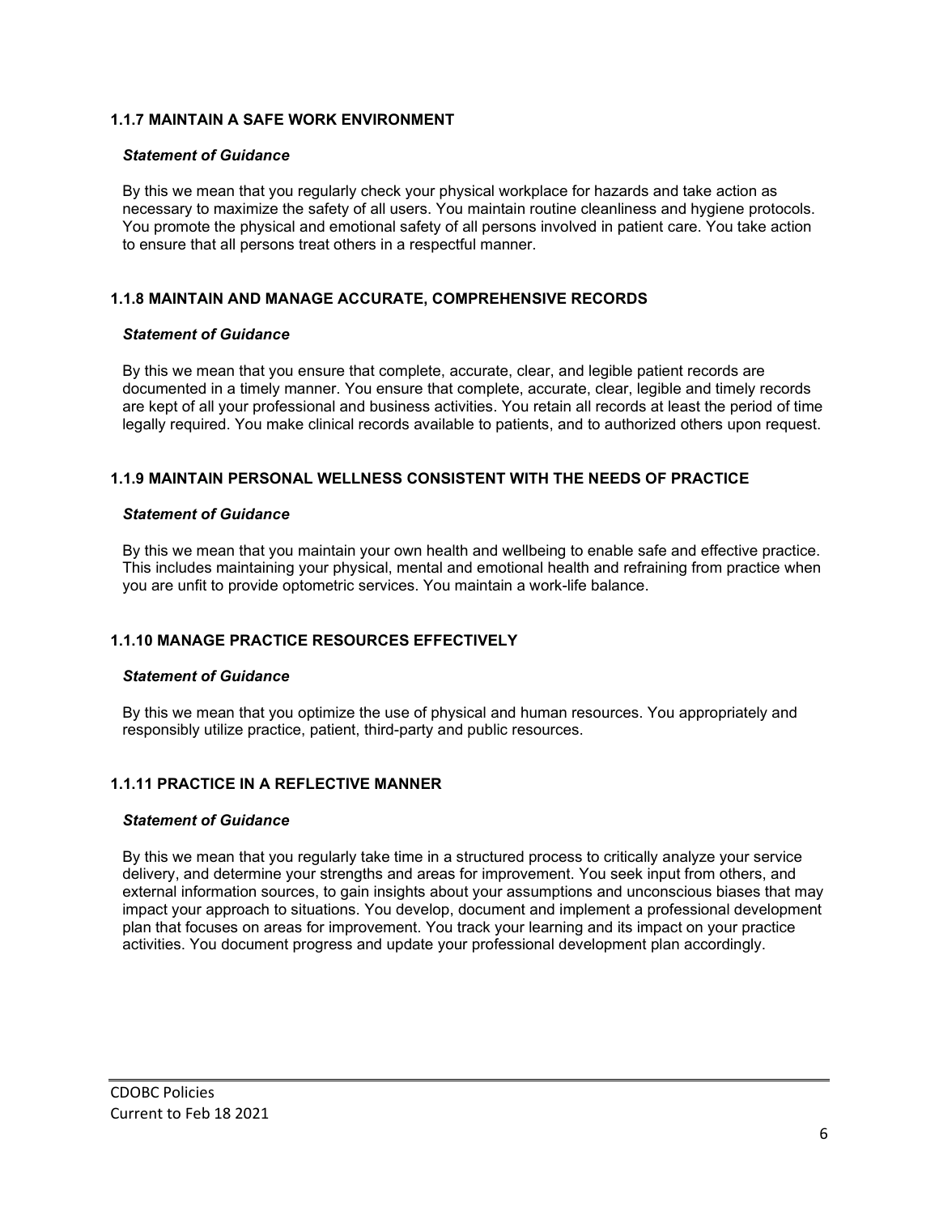### 1.1.7 MAINTAIN A SAFE WORK ENVIRONMENT

***Statement of Guidance***

By this we mean that you regularly check your physical workplace for hazards and take action as necessary to maximize the safety of all users. You maintain routine cleanliness and hygiene protocols. You promote the physical and emotional safety of all persons involved in patient care. You take action to ensure that all persons treat others in a respectful manner.

### 1.1.8 MAINTAIN AND MANAGE ACCURATE, COMPREHENSIVE RECORDS

***Statement of Guidance***

By this we mean that you ensure that complete, accurate, clear, and legible patient records are documented in a timely manner. You ensure that complete, accurate, clear, legible and timely records are kept of all your professional and business activities. You retain all records at least the period of time legally required. You make clinical records available to patients, and to authorized others upon request.

### 1.1.9 MAINTAIN PERSONAL WELLNESS CONSISTENT WITH THE NEEDS OF PRACTICE

***Statement of Guidance***

By this we mean that you maintain your own health and wellbeing to enable safe and effective practice. This includes maintaining your physical, mental and emotional health and refraining from practice when you are unfit to provide optometric services. You maintain a work-life balance.

### 1.1.10 MANAGE PRACTICE RESOURCES EFFECTIVELY

***Statement of Guidance***

By this we mean that you optimize the use of physical and human resources. You appropriately and responsibly utilize practice, patient, third-party and public resources.

### 1.1.11 PRACTICE IN A REFLECTIVE MANNER

***Statement of Guidance***

By this we mean that you regularly take time in a structured process to critically analyze your service delivery, and determine your strengths and areas for improvement. You seek input from others, and external information sources, to gain insights about your assumptions and unconscious biases that may impact your approach to situations. You develop, document and implement a professional development plan that focuses on areas for improvement. You track your learning and its impact on your practice activities. You document progress and update your professional development plan accordingly.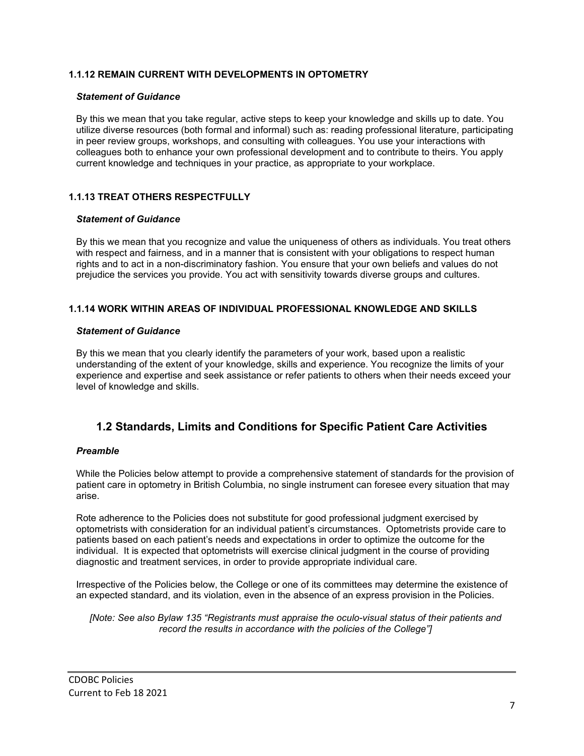### 1.1.12 REMAIN CURRENT WITH DEVELOPMENTS IN OPTOMETRY

***Statement of Guidance***

By this we mean that you take regular, active steps to keep your knowledge and skills up to date. You utilize diverse resources (both formal and informal) such as: reading professional literature, participating in peer review groups, workshops, and consulting with colleagues. You use your interactions with colleagues both to enhance your own professional development and to contribute to theirs. You apply current knowledge and techniques in your practice, as appropriate to your workplace.

### 1.1.13 TREAT OTHERS RESPECTFULLY

***Statement of Guidance***

By this we mean that you recognize and value the uniqueness of others as individuals. You treat others with respect and fairness, and in a manner that is consistent with your obligations to respect human rights and to act in a non-discriminatory fashion. You ensure that your own beliefs and values do not prejudice the services you provide. You act with sensitivity towards diverse groups and cultures.

### 1.1.14 WORK WITHIN AREAS OF INDIVIDUAL PROFESSIONAL KNOWLEDGE AND SKILLS

***Statement of Guidance***

By this we mean that you clearly identify the parameters of your work, based upon a realistic understanding of the extent of your knowledge, skills and experience. You recognize the limits of your experience and expertise and seek assistance or refer patients to others when their needs exceed your level of knowledge and skills.

## 1.2 Standards, Limits and Conditions for Specific Patient Care Activities

***Preamble***

While the Policies below attempt to provide a comprehensive statement of standards for the provision of patient care in optometry in British Columbia, no single instrument can foresee every situation that may arise.

Rote adherence to the Policies does not substitute for good professional judgment exercised by optometrists with consideration for an individual patient's circumstances. Optometrists provide care to patients based on each patient's needs and expectations in order to optimize the outcome for the individual. It is expected that optometrists will exercise clinical judgment in the course of providing diagnostic and treatment services, in order to provide appropriate individual care.

Irrespective of the Policies below, the College or one of its committees may determine the existence of an expected standard, and its violation, even in the absence of an express provision in the Policies.

*[Note: See also Bylaw 135 "Registrants must appraise the oculo-visual status of their patients and record the results in accordance with the policies of the College"]*